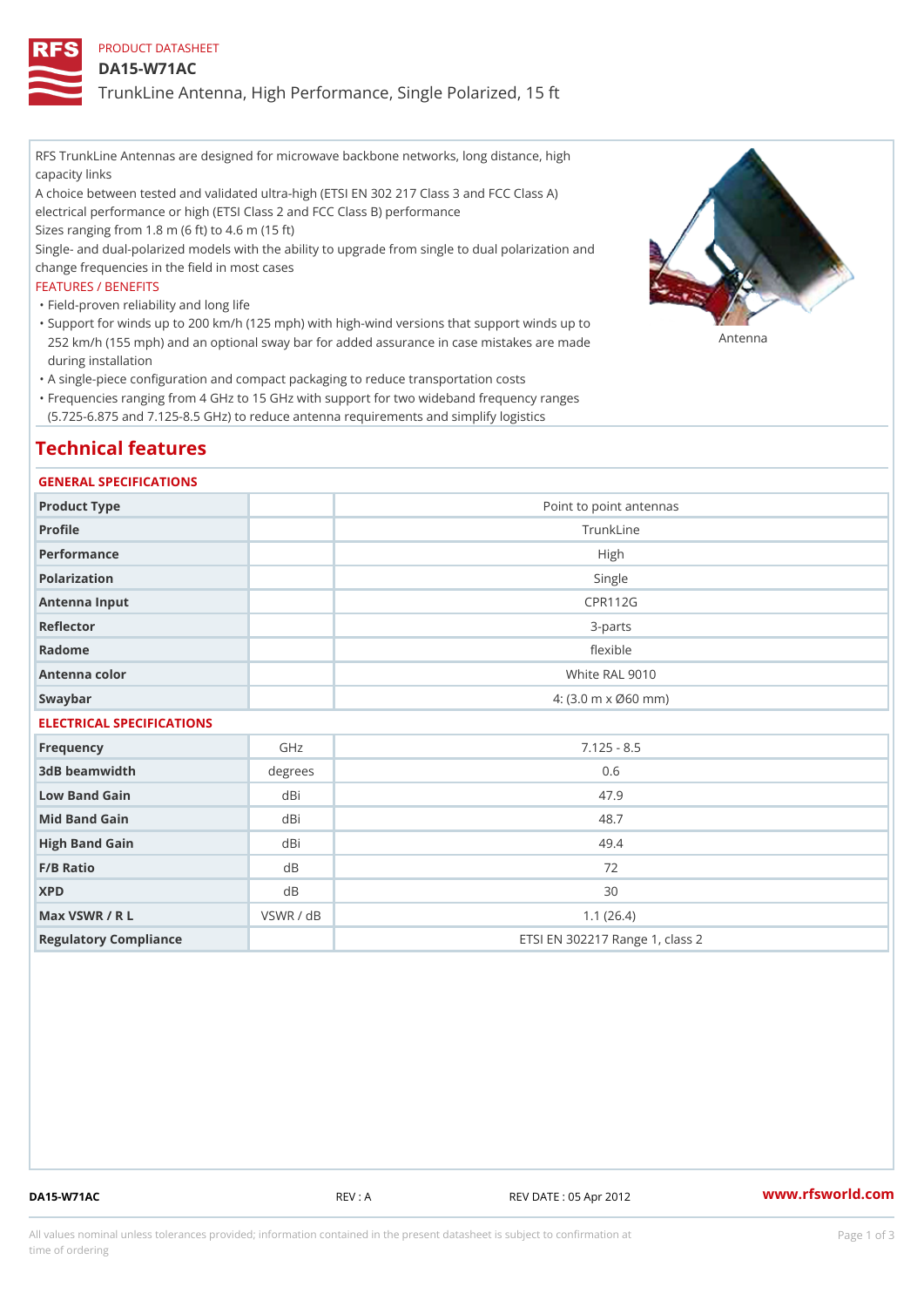PRODUCT DATASHEET

# DA15-W71AC

## TrunkLine Antenna, High Performance, Single Polarized, 15 ft

RFS TrunkLine Antennas are designed for microwave backbone networks, long distance, high capacity links

A choice between tested and validated ultra-high (ETSI EN 302 217 Class 3 and FCC Class A) electrical performance or high (ETSI Class 2 and FCC Class B) performance

Sizes ranging from 1.8 m (6 ft) to 4.6 m (15 ft)

Single- and dual-polarized models with the ability to upgrade from single to dual polarization and change frequencies in the field in most cases

FEATURES / BENEFITS

- Field-proven reliability and long life
- Support for winds up to 200 km/h (125 mph) with high-wind versions that support winds up to 252 km/h (155 mph) and an optional sway bar for added assurance in case mistakes are made during installation
- A single-piece configuration and compact packaging to reduce transportation costs
- Frequencies ranging from 4 GHz to 15 GHz with support for two wideband frequency ranges (5.725-6.875 and 7.125-8.5 GHz) to reduce antenna requirements and simplify logistics

Antenna

# Technical features

### GENERAL SPECIFICATIONS

| | | |
|---|---|---|
| Product Type | | Point to point antennas |
| Profile | | TrunkLine |
| Performance | | High |
| Polarization | | Single |
| Antenna Input | | CPR112G |
| Reflector | | 3-parts |
| Radome | | flexible |
| Antenna color | | White RAL 9010 |
| Swaybar | | 4: (3.0 m x Ø60 mm) |

### ELECTRICAL SPECIFICATIONS

| | | |
|---|---|---|
| Frequency | GHz | 7.125 - 8.5 |
| 3dB beamwidth | degrees | 0.6 |
| Low Band Gain | dBi | 47.9 |
| Mid Band Gain | dBi | 48.7 |
| High Band Gain | dBi | 49.4 |
| F/B Ratio | dB | 72 |
| XPD | dB | 30 |
| Max VSWR / R L | VSWR / dB | 1.1 (26.4) |
| Regulatory Compliance | | ETSI EN 302217 Range 1, class 2 |

DA15-W71AC REV : A REV DATE : 05 Apr 2012 www.rfsworld.com

All values nominal unless tolerances provided; information contained in the present datasheet is subject to confirmation at time of ordering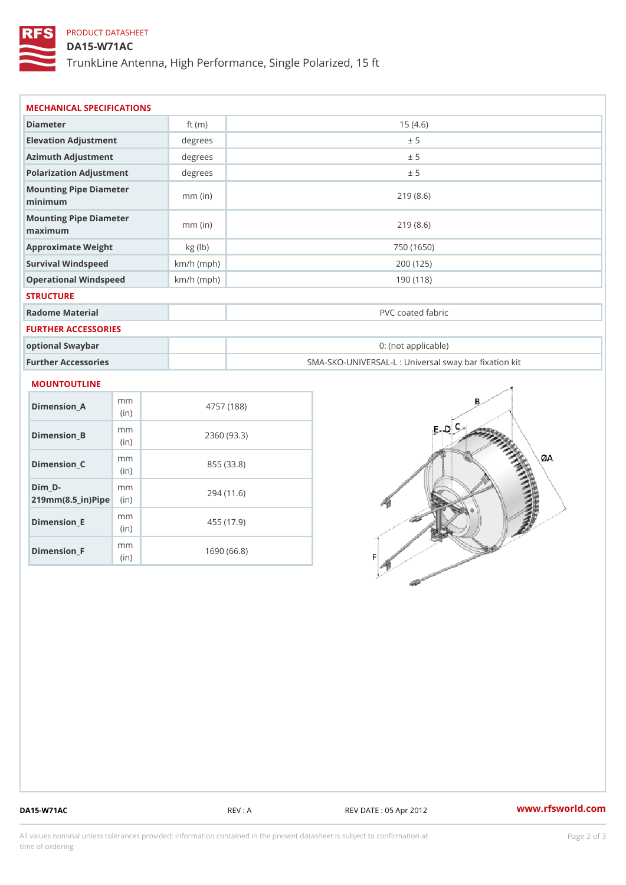PRODUCT DATASHEET

# DA15-W71AC

TrunkLine Antenna, High Performance, Single Polarized, 15 ft

## MECHANICAL SPECIFICATIONS

| | | |
|---|---|---|
| Diameter | ft (m) | 15 (4.6) |
| Elevation Adjustment | degrees | ± 5 |
| Azimuth Adjustment | degrees | ± 5 |
| Polarization Adjustment | degrees | ± 5 |
| Mounting Pipe Diameter minimum | mm (in) | 219 (8.6) |
| Mounting Pipe Diameter maximum | mm (in) | 219 (8.6) |
| Approximate Weight | kg (lb) | 750 (1650) |
| Survival Windspeed | km/h (mph) | 200 (125) |
| Operational Windspeed | km/h (mph) | 190 (118) |

## STRUCTURE

| | | |
|---|---|---|
| Radome Material | | PVC coated fabric |

## FURTHER ACCESSORIES

| | | |
|---|---|---|
| optional Swaybar | | 0: (not applicable) |
| Further Accessories | | SMA-SKO-UNIVERSAL-L : Universal sway bar fixation kit |

## MOUNTOUTLINE

| | | |
|---|---|---|
| Dimension_A | mm (in) | 4757 (188) |
| Dimension_B | mm (in) | 2360 (93.3) |
| Dimension_C | mm (in) | 855 (33.8) |
| Dim_D-219mm(8.5_in)Pipe | mm (in) | 294 (11.6) |
| Dimension_E | mm (in) | 455 (17.9) |
| Dimension_F | mm (in) | 1690 (66.8) |

DA15-W71AC REV : A REV DATE : 05 Apr 2012 www.rfsworld.com

All values nominal unless tolerances provided; information contained in the present datasheet is subject to confirmation at time of ordering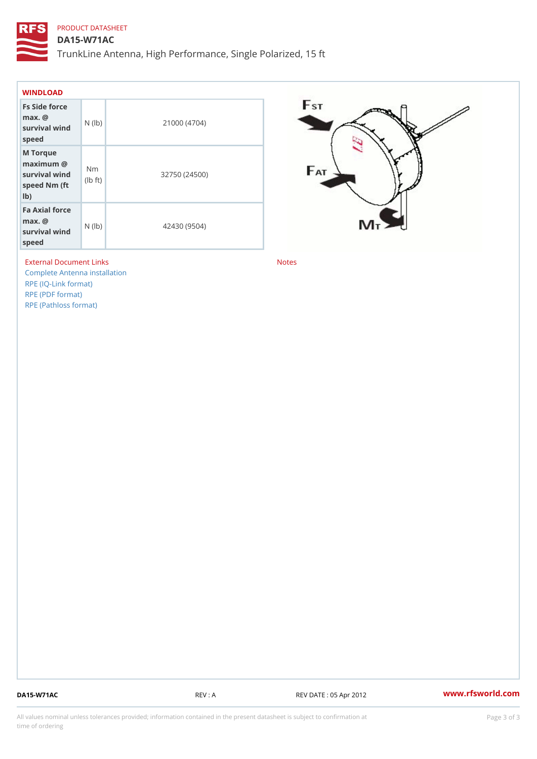PRODUCT DATASHEET

# DA15-W71AC

TrunkLine Antenna, High Performance, Single Polarized, 15 ft

## WINDLOAD

| | | |
|---|---|---|
| Fs Side force max. @ survival wind speed | N (lb) | 21000 (4704) |
| M Torque maximum @ survival wind speed Nm (ft lb) | Nm (lb ft) | 32750 (24500) |
| Fa Axial force max. @ survival wind speed | N (lb) | 42430 (9504) |

FST

FAT

MT

### External Document Links

Complete Antenna installation

RPE (IQ-Link format)

RPE (PDF format)

RPE (Pathloss format)

### Notes

DA15-W71AC REV : A REV DATE : 05 Apr 2012 www.rfsworld.com

All values nominal unless tolerances provided; information contained in the present datasheet is subject to confirmation at time of ordering